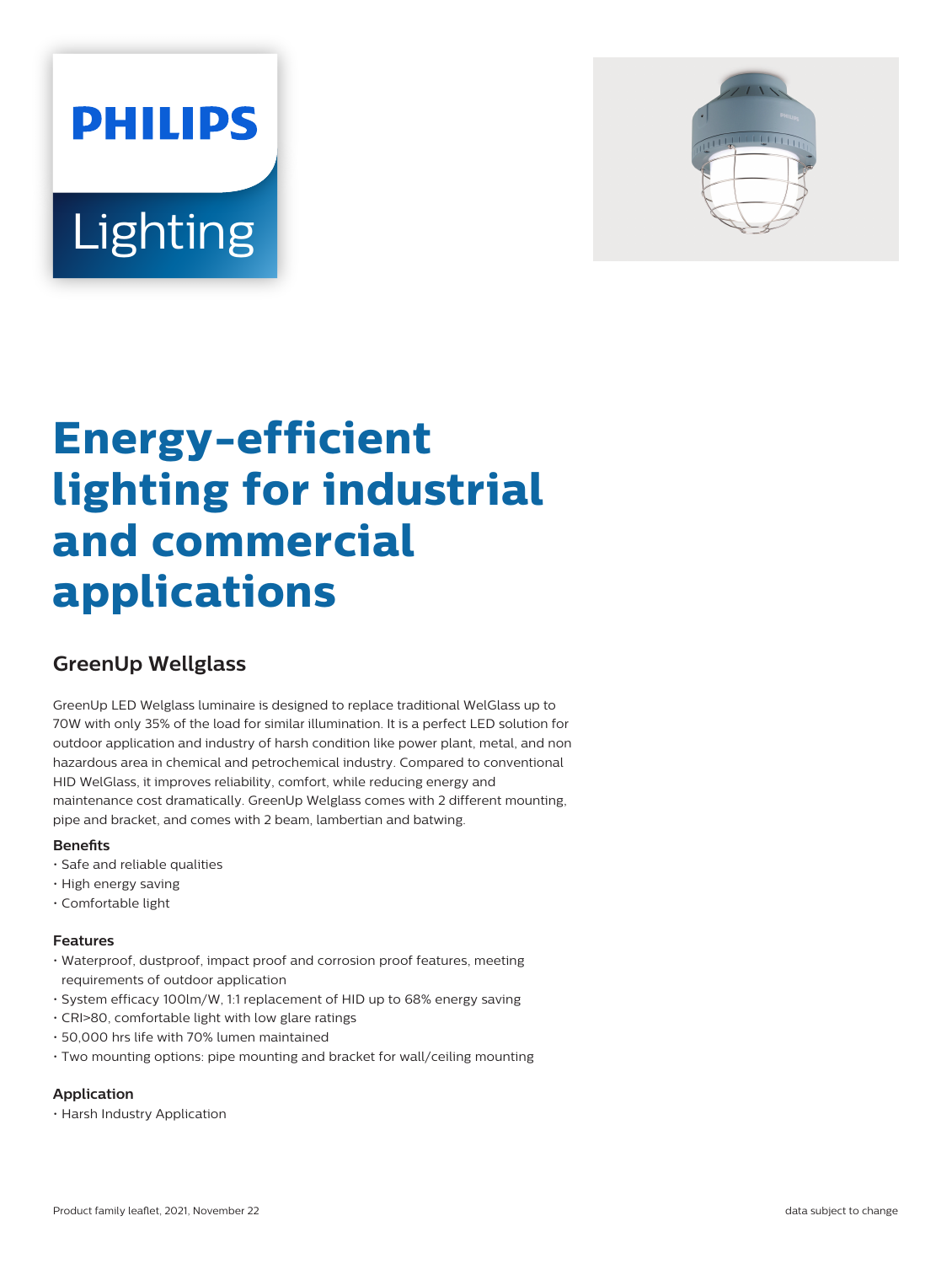PHILIPS

Lighting

# Energy-efficient lighting for industrial and commercial applications

## GreenUp Wellglass

GreenUp LED Welglass luminaire is designed to replace traditional WelGlass up to 70W with only 35% of the load for similar illumination. It is a perfect LED solution for outdoor application and industry of harsh condition like power plant, metal, and non hazardous area in chemical and petrochemical industry. Compared to conventional HID WelGlass, it improves reliability, comfort, while reducing energy and maintenance cost dramatically. GreenUp Welglass comes with 2 different mounting, pipe and bracket, and comes with 2 beam, lambertian and batwing.

### Benefits

- Safe and reliable qualities
- High energy saving
- Comfortable light

### Features

- Waterproof, dustproof, impact proof and corrosion proof features, meeting requirements of outdoor application
- System efficacy 100lm/W, 1:1 replacement of HID up to 68% energy saving
- CRI>80, comfortable light with low glare ratings
- 50,000 hrs life with 70% lumen maintained
- Two mounting options: pipe mounting and bracket for wall/ceiling mounting

### Application

- Harsh Industry Application

Product family leaflet, 2021, November 22

data subject to change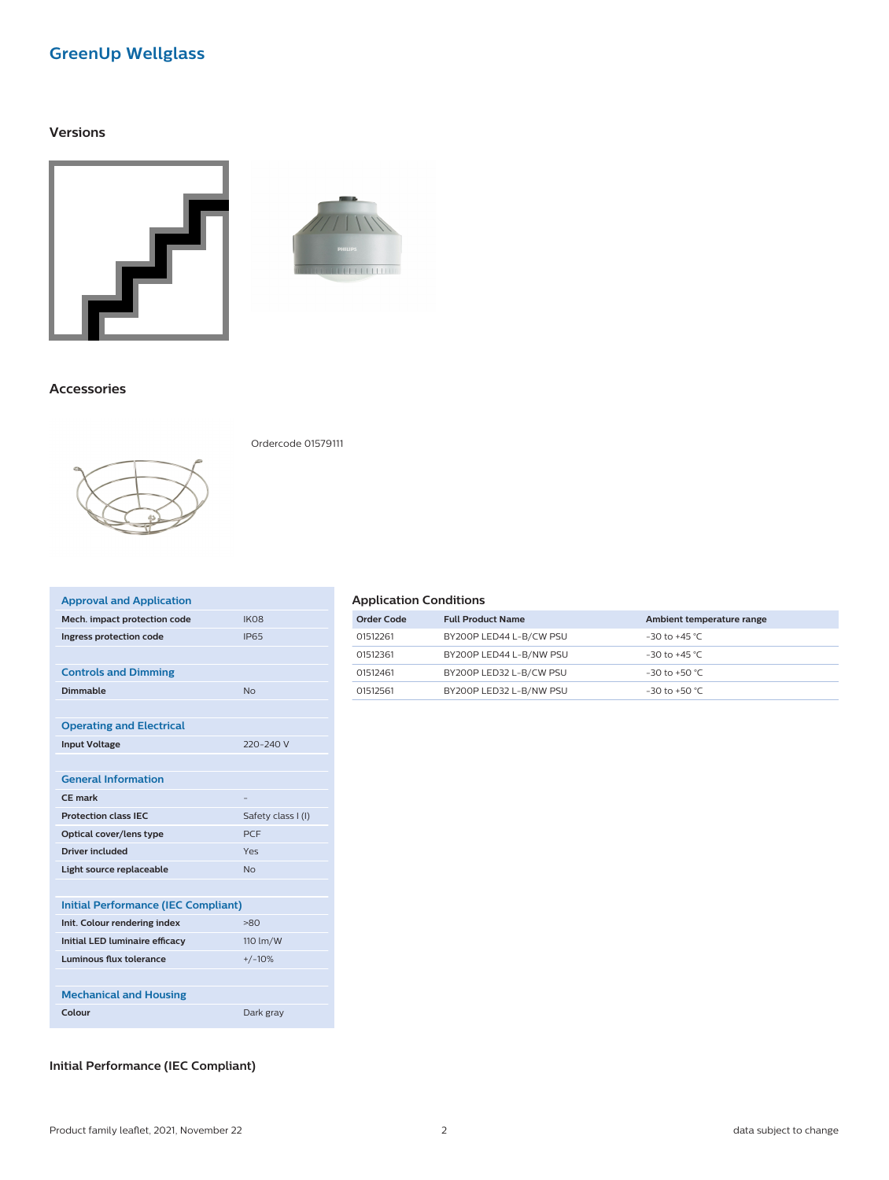# GreenUp Wellglass

## Versions

## Accessories

Ordercode 01579111

| Approval and Application | |
|---|---|
| Mech. impact protection code | IK08 |
| Ingress protection code | IP65 |
| **Controls and Dimming** | |
| Dimmable | No |
| **Operating and Electrical** | |
| Input Voltage | 220-240 V |
| **General Information** | |
| CE mark | - |
| Protection class IEC | Safety class I (I) |
| Optical cover/lens type | PCF |
| Driver included | Yes |
| Light source replaceable | No |
| **Initial Performance (IEC Compliant)** | |
| Init. Colour rendering index | >80 |
| Initial LED luminaire efficacy | 110 lm/W |
| Luminous flux tolerance | +/-10% |
| **Mechanical and Housing** | |
| Colour | Dark gray |

### Application Conditions

| Order Code | Full Product Name | Ambient temperature range |
|---|---|---|
| 01512261 | BY200P LED44 L-B/CW PSU | -30 to +45 °C |
| 01512361 | BY200P LED44 L-B/NW PSU | -30 to +45 °C |
| 01512461 | BY200P LED32 L-B/CW PSU | -30 to +50 °C |
| 01512561 | BY200P LED32 L-B/NW PSU | -30 to +50 °C |

### Initial Performance (IEC Compliant)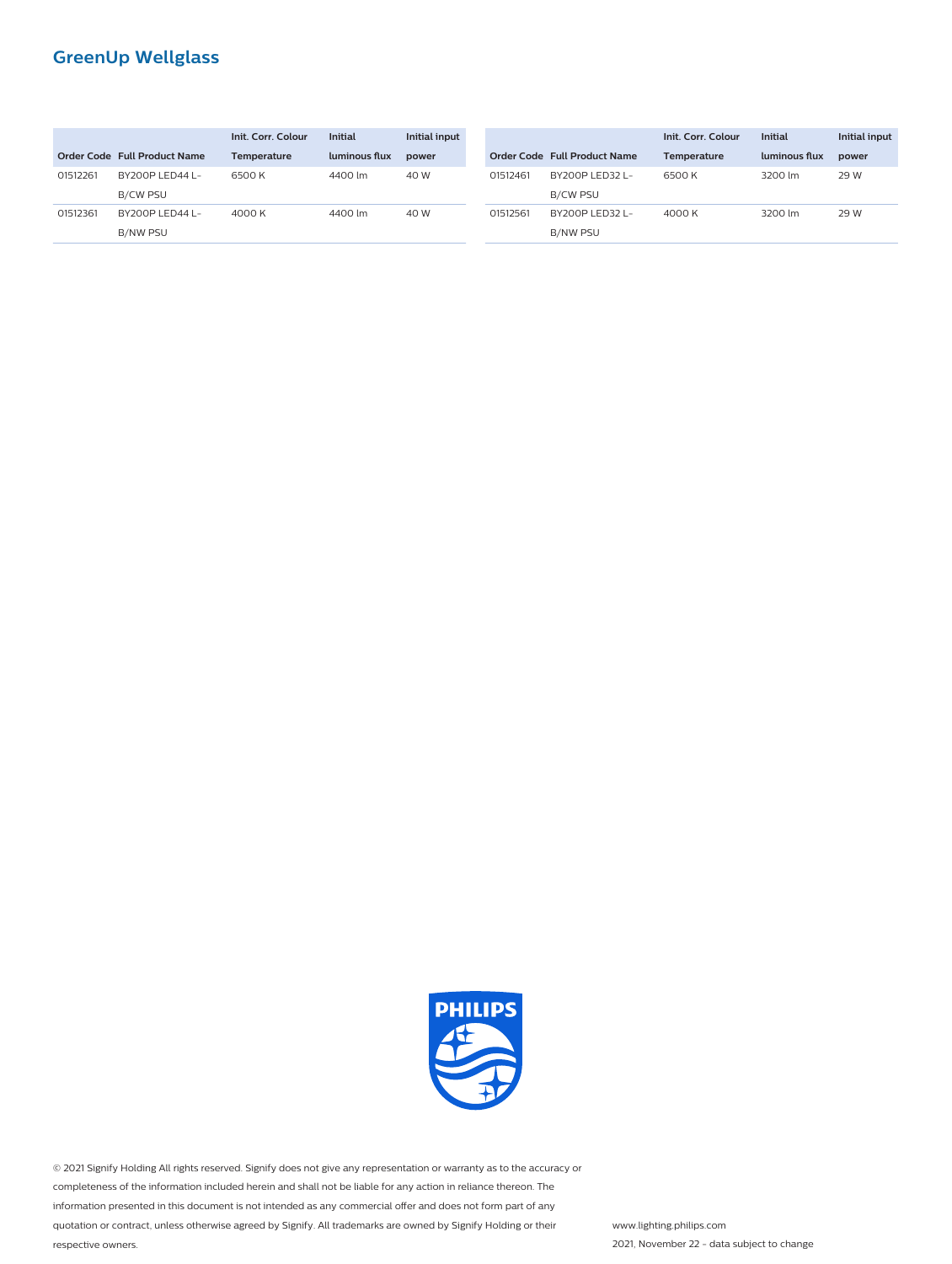## GreenUp Wellglass

| Order Code | Full Product Name | Init. Corr. Colour Temperature | Initial luminous flux | Initial input power |
|---|---|---|---|---|
| 01512261 | BY200P LED44 L-B/CW PSU | 6500 K | 4400 lm | 40 W |
| 01512361 | BY200P LED44 L-B/NW PSU | 4000 K | 4400 lm | 40 W |
| 01512461 | BY200P LED32 L-B/CW PSU | 6500 K | 3200 lm | 29 W |
| 01512561 | BY200P LED32 L-B/NW PSU | 4000 K | 3200 lm | 29 W |

© 2021 Signify Holding All rights reserved. Signify does not give any representation or warranty as to the accuracy or completeness of the information included herein and shall not be liable for any action in reliance thereon. The information presented in this document is not intended as any commercial offer and does not form part of any quotation or contract, unless otherwise agreed by Signify. All trademarks are owned by Signify Holding or their respective owners.

www.lighting.philips.com

2021, November 22 - data subject to change